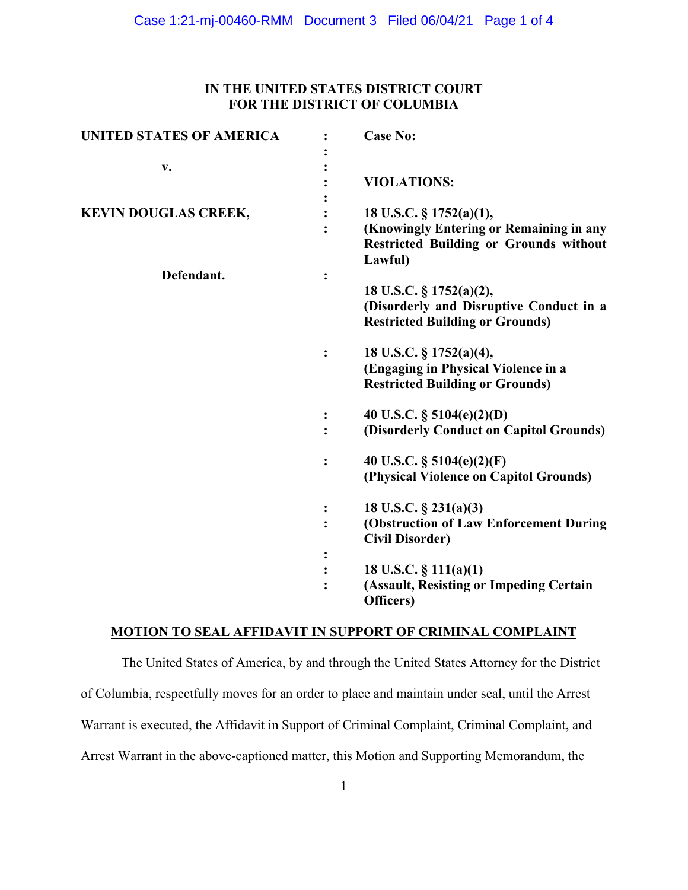**IN THE UNITED STATES DISTRICT COURT**
**FOR THE DISTRICT OF COLUMBIA**

| | | |
|---|---|---|
| **UNITED STATES OF AMERICA** | : | **Case No:** |
| **v.** | : | **VIOLATIONS:** |
| **KEVIN DOUGLAS CREEK,** | : | **18 U.S.C. § 1752(a)(1), (Knowingly Entering or Remaining in any Restricted Building or Grounds without Lawful)** |
| **Defendant.** | : | **18 U.S.C. § 1752(a)(2), (Disorderly and Disruptive Conduct in a Restricted Building or Grounds)** |
| | : | **18 U.S.C. § 1752(a)(4), (Engaging in Physical Violence in a Restricted Building or Grounds)** |
| | : | **40 U.S.C. § 5104(e)(2)(D) (Disorderly Conduct on Capitol Grounds)** |
| | : | **40 U.S.C. § 5104(e)(2)(F) (Physical Violence on Capitol Grounds)** |
| | : | **18 U.S.C. § 231(a)(3) (Obstruction of Law Enforcement During Civil Disorder)** |
| | : | **18 U.S.C. § 111(a)(1) (Assault, Resisting or Impeding Certain Officers)** |

**MOTION TO SEAL AFFIDAVIT IN SUPPORT OF CRIMINAL COMPLAINT**

The United States of America, by and through the United States Attorney for the District of Columbia, respectfully moves for an order to place and maintain under seal, until the Arrest Warrant is executed, the Affidavit in Support of Criminal Complaint, Criminal Complaint, and Arrest Warrant in the above-captioned matter, this Motion and Supporting Memorandum, the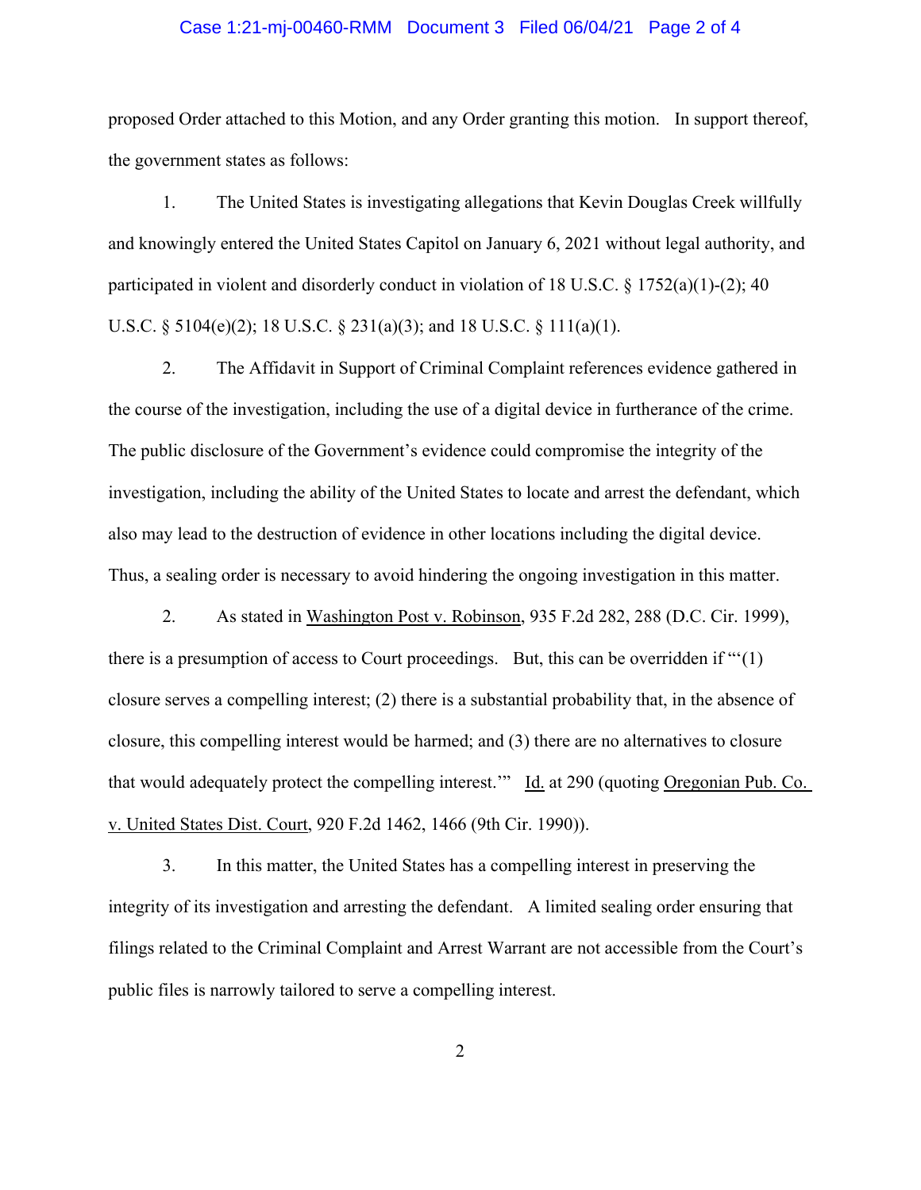proposed Order attached to this Motion, and any Order granting this motion. In support thereof, the government states as follows:

1. The United States is investigating allegations that Kevin Douglas Creek willfully and knowingly entered the United States Capitol on January 6, 2021 without legal authority, and participated in violent and disorderly conduct in violation of 18 U.S.C. § 1752(a)(1)-(2); 40 U.S.C. § 5104(e)(2); 18 U.S.C. § 231(a)(3); and 18 U.S.C. § 111(a)(1).

2. The Affidavit in Support of Criminal Complaint references evidence gathered in the course of the investigation, including the use of a digital device in furtherance of the crime. The public disclosure of the Government's evidence could compromise the integrity of the investigation, including the ability of the United States to locate and arrest the defendant, which also may lead to the destruction of evidence in other locations including the digital device. Thus, a sealing order is necessary to avoid hindering the ongoing investigation in this matter.

2. As stated in Washington Post v. Robinson, 935 F.2d 282, 288 (D.C. Cir. 1999), there is a presumption of access to Court proceedings. But, this can be overridden if "'(1) closure serves a compelling interest; (2) there is a substantial probability that, in the absence of closure, this compelling interest would be harmed; and (3) there are no alternatives to closure that would adequately protect the compelling interest.'" Id. at 290 (quoting Oregonian Pub. Co. v. United States Dist. Court, 920 F.2d 1462, 1466 (9th Cir. 1990)).

3. In this matter, the United States has a compelling interest in preserving the integrity of its investigation and arresting the defendant. A limited sealing order ensuring that filings related to the Criminal Complaint and Arrest Warrant are not accessible from the Court's public files is narrowly tailored to serve a compelling interest.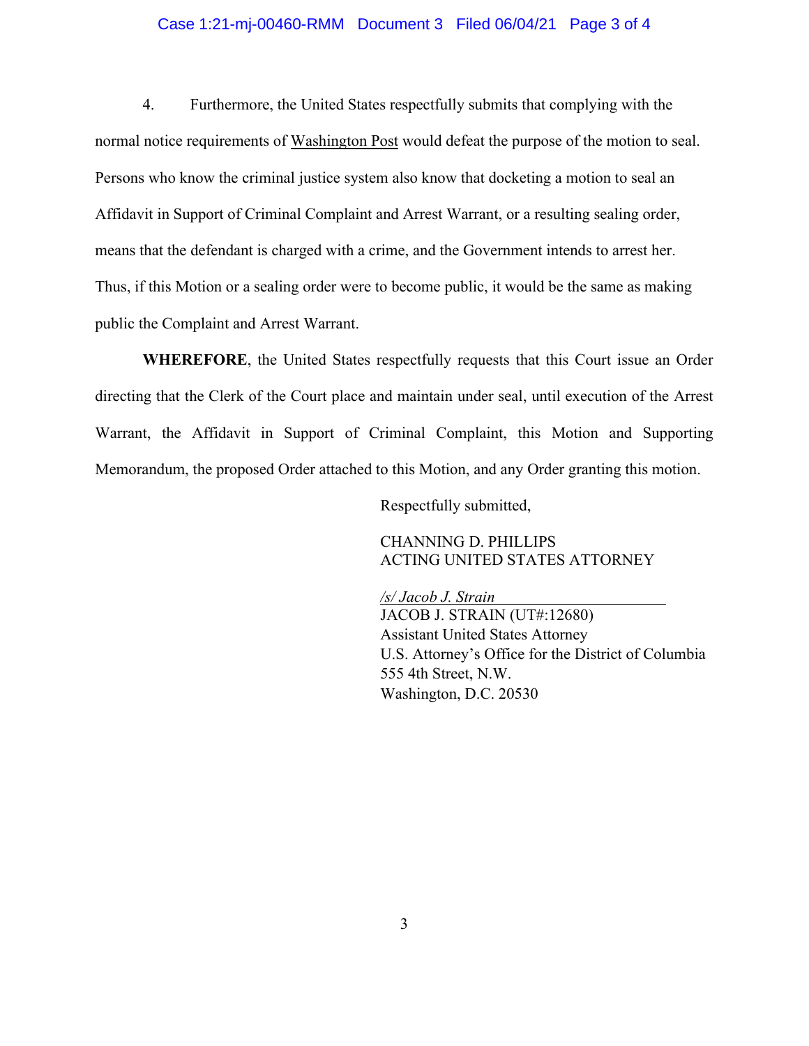4. Furthermore, the United States respectfully submits that complying with the normal notice requirements of Washington Post would defeat the purpose of the motion to seal. Persons who know the criminal justice system also know that docketing a motion to seal an Affidavit in Support of Criminal Complaint and Arrest Warrant, or a resulting sealing order, means that the defendant is charged with a crime, and the Government intends to arrest her. Thus, if this Motion or a sealing order were to become public, it would be the same as making public the Complaint and Arrest Warrant.

**WHEREFORE**, the United States respectfully requests that this Court issue an Order directing that the Clerk of the Court place and maintain under seal, until execution of the Arrest Warrant, the Affidavit in Support of Criminal Complaint, this Motion and Supporting Memorandum, the proposed Order attached to this Motion, and any Order granting this motion.

Respectfully submitted,

CHANNING D. PHILLIPS
ACTING UNITED STATES ATTORNEY

*/s/ Jacob J. Strain*
JACOB J. STRAIN (UT#:12680)
Assistant United States Attorney
U.S. Attorney's Office for the District of Columbia
555 4th Street, N.W.
Washington, D.C. 20530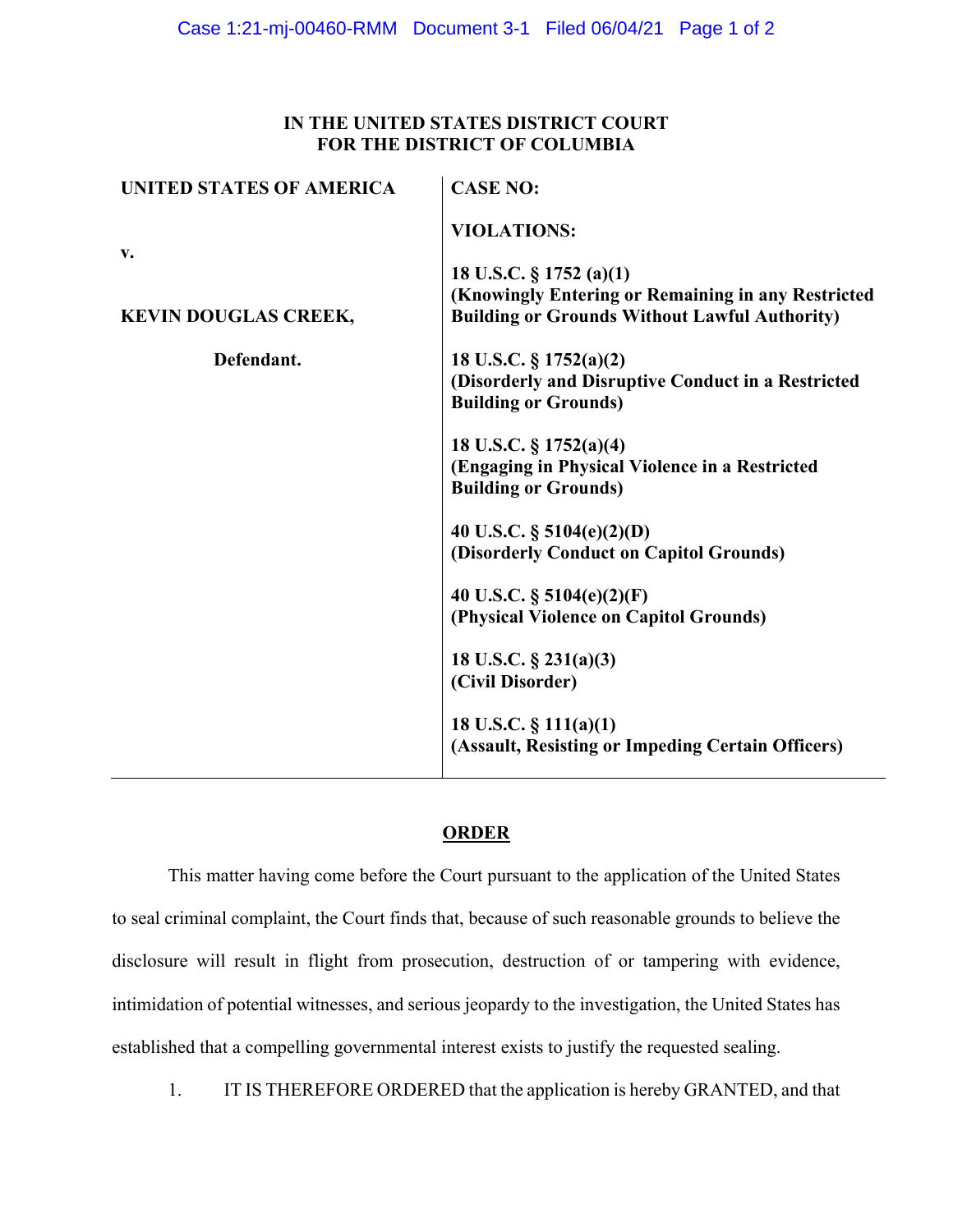**IN THE UNITED STATES DISTRICT COURT**
**FOR THE DISTRICT OF COLUMBIA**

| | |
|---|---|
| **UNITED STATES OF AMERICA** | **CASE NO:** |
| **v.** | **VIOLATIONS:** |
| **KEVIN DOUGLAS CREEK,** | **18 U.S.C. § 1752 (a)(1)** **(Knowingly Entering or Remaining in any Restricted Building or Grounds Without Lawful Authority)** |
| **Defendant.** | **18 U.S.C. § 1752(a)(2)** **(Disorderly and Disruptive Conduct in a Restricted Building or Grounds)** |
| | **18 U.S.C. § 1752(a)(4)** **(Engaging in Physical Violence in a Restricted Building or Grounds)** |
| | **40 U.S.C. § 5104(e)(2)(D)** **(Disorderly Conduct on Capitol Grounds)** |
| | **40 U.S.C. § 5104(e)(2)(F)** **(Physical Violence on Capitol Grounds)** |
| | **18 U.S.C. § 231(a)(3)** **(Civil Disorder)** |
| | **18 U.S.C. § 111(a)(1)** **(Assault, Resisting or Impeding Certain Officers)** |

**ORDER**

This matter having come before the Court pursuant to the application of the United States to seal criminal complaint, the Court finds that, because of such reasonable grounds to believe the disclosure will result in flight from prosecution, destruction of or tampering with evidence, intimidation of potential witnesses, and serious jeopardy to the investigation, the United States has established that a compelling governmental interest exists to justify the requested sealing.

1. IT IS THEREFORE ORDERED that the application is hereby GRANTED, and that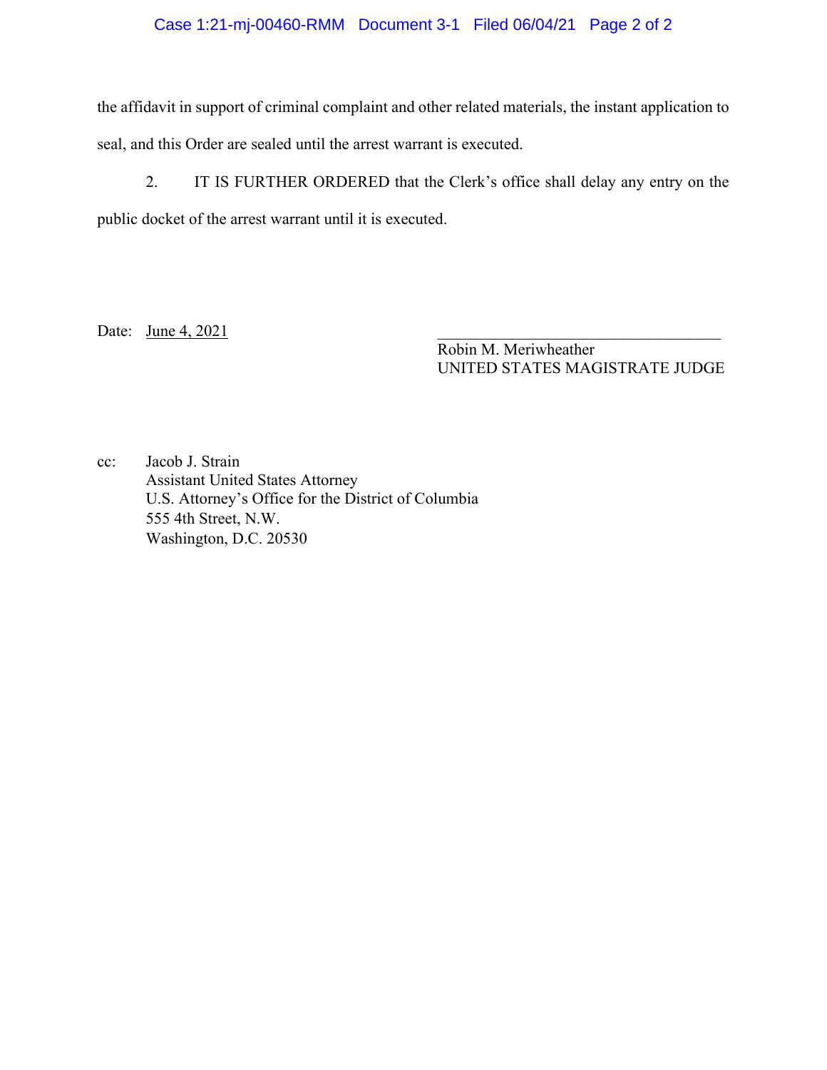the affidavit in support of criminal complaint and other related materials, the instant application to seal, and this Order are sealed until the arrest warrant is executed.

2. IT IS FURTHER ORDERED that the Clerk's office shall delay any entry on the public docket of the arrest warrant until it is executed.

Date: June 4, 2021

___________________________________
Robin M. Meriwheather
UNITED STATES MAGISTRATE JUDGE

cc: Jacob J. Strain
Assistant United States Attorney
U.S. Attorney's Office for the District of Columbia
555 4th Street, N.W.
Washington, D.C. 20530